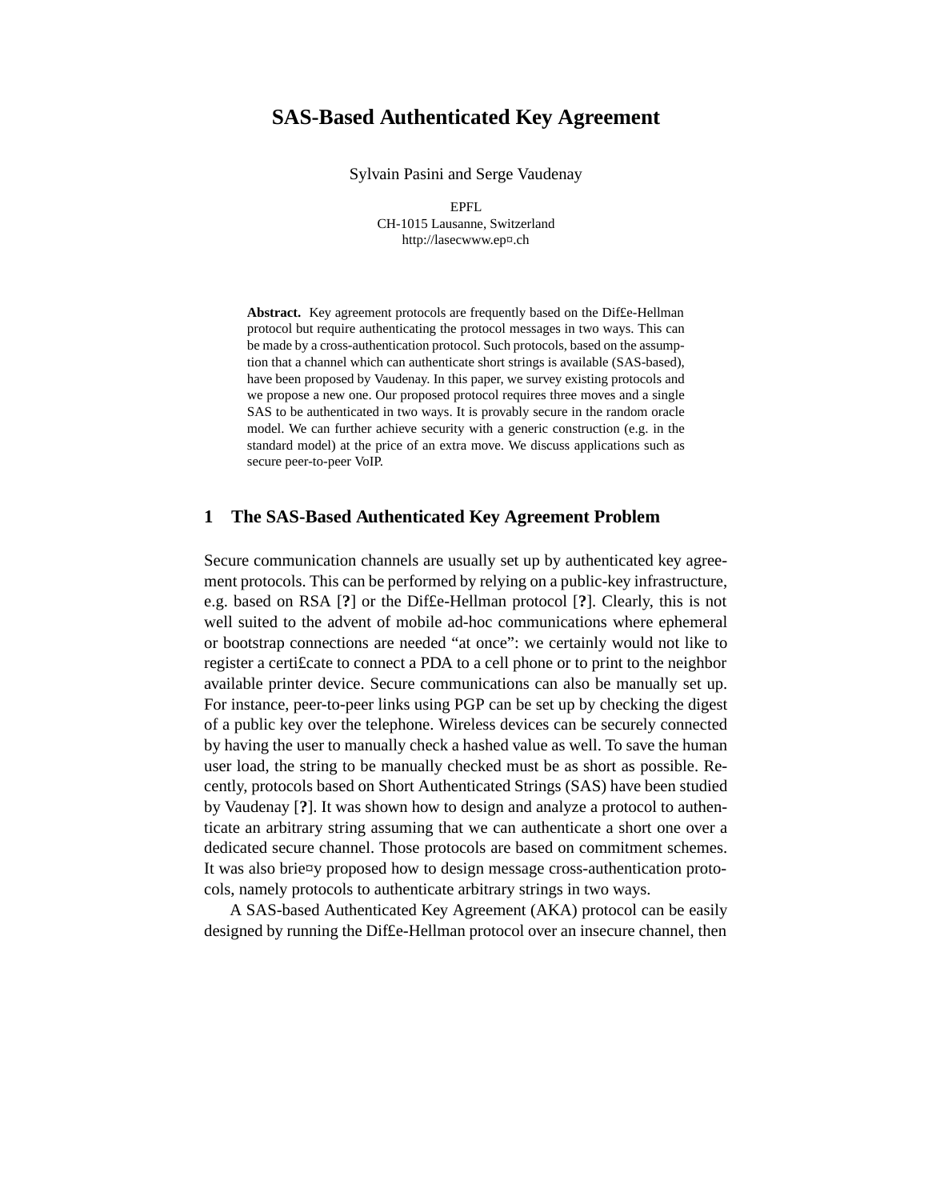# SAS-Based Authenticated Key Agreement

Sylvain Pasini and Serge Vaudenay

EPFL
CH-1015 Lausanne, Switzerland
http://lasecwww.ep¤.ch

**Abstract.** Key agreement protocols are frequently based on the Dif£e-Hellman protocol but require authenticating the protocol messages in two ways. This can be made by a cross-authentication protocol. Such protocols, based on the assumption that a channel which can authenticate short strings is available (SAS-based), have been proposed by Vaudenay. In this paper, we survey existing protocols and we propose a new one. Our proposed protocol requires three moves and a single SAS to be authenticated in two ways. It is provably secure in the random oracle model. We can further achieve security with a generic construction (e.g. in the standard model) at the price of an extra move. We discuss applications such as secure peer-to-peer VoIP.

## 1 The SAS-Based Authenticated Key Agreement Problem

Secure communication channels are usually set up by authenticated key agreement protocols. This can be performed by relying on a public-key infrastructure, e.g. based on RSA [**?**] or the Dif£e-Hellman protocol [**?**]. Clearly, this is not well suited to the advent of mobile ad-hoc communications where ephemeral or bootstrap connections are needed "at once": we certainly would not like to register a certi£cate to connect a PDA to a cell phone or to print to the neighbor available printer device. Secure communications can also be manually set up. For instance, peer-to-peer links using PGP can be set up by checking the digest of a public key over the telephone. Wireless devices can be securely connected by having the user to manually check a hashed value as well. To save the human user load, the string to be manually checked must be as short as possible. Recently, protocols based on Short Authenticated Strings (SAS) have been studied by Vaudenay [**?**]. It was shown how to design and analyze a protocol to authenticate an arbitrary string assuming that we can authenticate a short one over a dedicated secure channel. Those protocols are based on commitment schemes. It was also brie¤y proposed how to design message cross-authentication protocols, namely protocols to authenticate arbitrary strings in two ways.

A SAS-based Authenticated Key Agreement (AKA) protocol can be easily designed by running the Dif£e-Hellman protocol over an insecure channel, then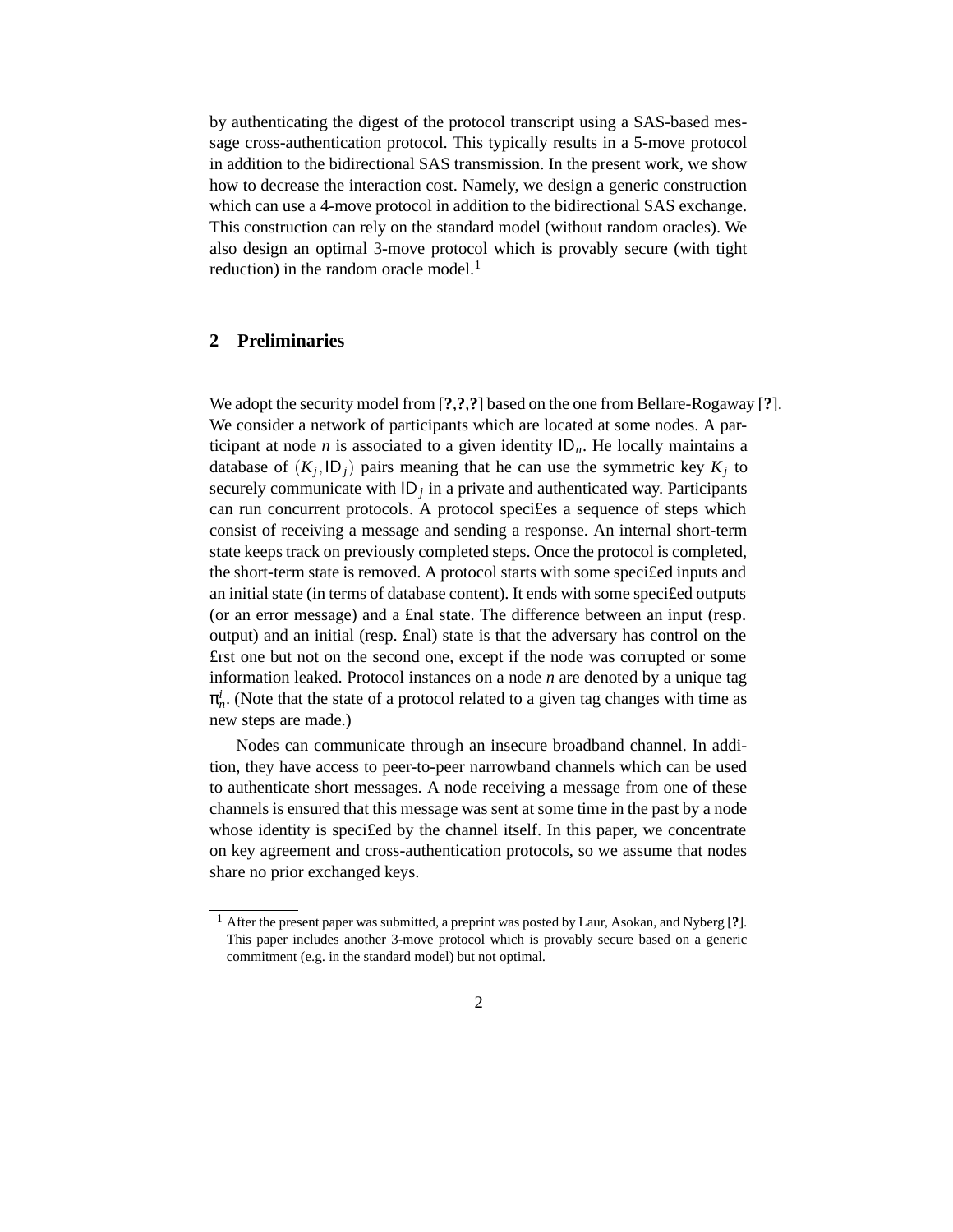by authenticating the digest of the protocol transcript using a SAS-based message cross-authentication protocol. This typically results in a 5-move protocol in addition to the bidirectional SAS transmission. In the present work, we show how to decrease the interaction cost. Namely, we design a generic construction which can use a 4-move protocol in addition to the bidirectional SAS exchange. This construction can rely on the standard model (without random oracles). We also design an optimal 3-move protocol which is provably secure (with tight reduction) in the random oracle model.[1]

## 2 Preliminaries

We adopt the security model from [**?**,**?**,**?**] based on the one from Bellare-Rogaway [**?**]. We consider a network of participants which are located at some nodes. A participant at node $n$ is associated to a given identity $\mathsf{ID}_n$. He locally maintains a database of $(K_j, \mathsf{ID}_j)$ pairs meaning that he can use the symmetric key $K_j$ to securely communicate with $\mathsf{ID}_j$ in a private and authenticated way. Participants can run concurrent protocols. A protocol speci£es a sequence of steps which consist of receiving a message and sending a response. An internal short-term state keeps track on previously completed steps. Once the protocol is completed, the short-term state is removed. A protocol starts with some speci£ed inputs and an initial state (in terms of database content). It ends with some speci£ed outputs (or an error message) and a £nal state. The difference between an input (resp. output) and an initial (resp. £nal) state is that the adversary has control on the £rst one but not on the second one, except if the node was corrupted or some information leaked. Protocol instances on a node $n$ are denoted by a unique tag $\pi_n^i$. (Note that the state of a protocol related to a given tag changes with time as new steps are made.)

Nodes can communicate through an insecure broadband channel. In addition, they have access to peer-to-peer narrowband channels which can be used to authenticate short messages. A node receiving a message from one of these channels is ensured that this message was sent at some time in the past by a node whose identity is speci£ed by the channel itself. In this paper, we concentrate on key agreement and cross-authentication protocols, so we assume that nodes share no prior exchanged keys.

[1] After the present paper was submitted, a preprint was posted by Laur, Asokan, and Nyberg [**?**]. This paper includes another 3-move protocol which is provably secure based on a generic commitment (e.g. in the standard model) but not optimal.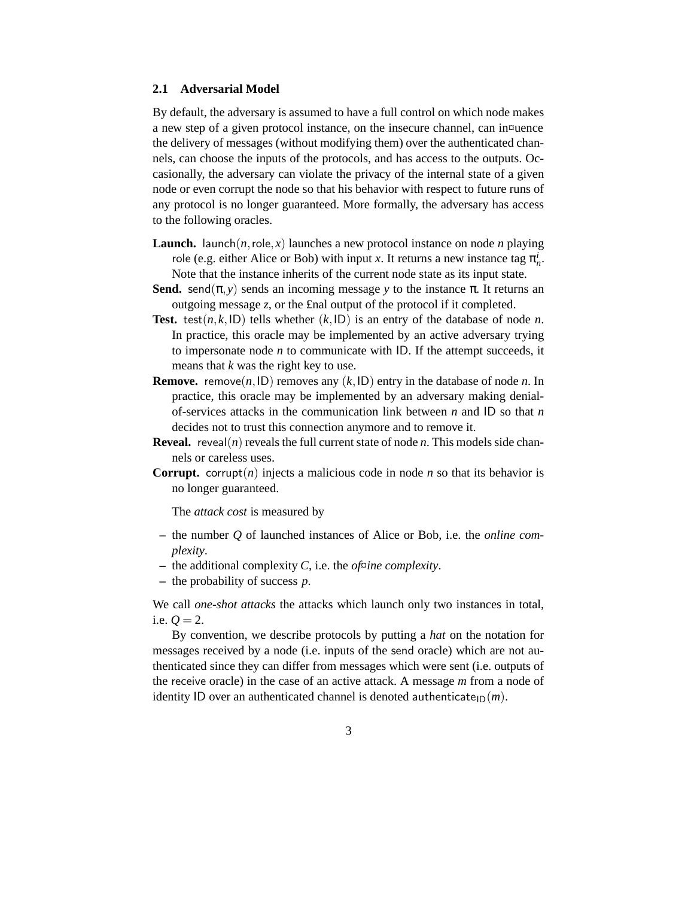### 2.1 Adversarial Model

By default, the adversary is assumed to have a full control on which node makes a new step of a given protocol instance, on the insecure channel, can influence the delivery of messages (without modifying them) over the authenticated channels, can choose the inputs of the protocols, and has access to the outputs. Occasionally, the adversary can violate the privacy of the internal state of a given node or even corrupt the node so that his behavior with respect to future runs of any protocol is no longer guaranteed. More formally, the adversary has access to the following oracles.

**Launch.** $\mathsf{launch}(n, \mathsf{role}, x)$ launches a new protocol instance on node $n$ playing role (e.g. either Alice or Bob) with input $x$. It returns a new instance tag $\pi_n^i$. Note that the instance inherits of the current node state as its input state.

**Send.** $\mathsf{send}(\pi, y)$ sends an incoming message $y$ to the instance $\pi$. It returns an outgoing message $z$, or the final output of the protocol if it completed.

**Test.** $\mathsf{test}(n, k, \mathsf{ID})$ tells whether $(k, \mathsf{ID})$ is an entry of the database of node $n$. In practice, this oracle may be implemented by an active adversary trying to impersonate node $n$ to communicate with ID. If the attempt succeeds, it means that $k$ was the right key to use.

**Remove.** $\mathsf{remove}(n, \mathsf{ID})$ removes any $(k, \mathsf{ID})$ entry in the database of node $n$. In practice, this oracle may be implemented by an adversary making denial-of-services attacks in the communication link between $n$ and ID so that $n$ decides not to trust this connection anymore and to remove it.

**Reveal.** $\mathsf{reveal}(n)$ reveals the full current state of node $n$. This models side channels or careless uses.

**Corrupt.** $\mathsf{corrupt}(n)$ injects a malicious code in node $n$ so that its behavior is no longer guaranteed.

The *attack cost* is measured by

- the number $Q$ of launched instances of Alice or Bob, i.e. the *online complexity*.
- the additional complexity $C$, i.e. the *offline complexity*.
- the probability of success $p$.

We call *one-shot attacks* the attacks which launch only two instances in total, i.e. $Q = 2$.

By convention, we describe protocols by putting a *hat* on the notation for messages received by a node (i.e. inputs of the send oracle) which are not authenticated since they can differ from messages which were sent (i.e. outputs of the receive oracle) in the case of an active attack. A message $m$ from a node of identity ID over an authenticated channel is denoted $\mathsf{authenticate}_{\mathsf{ID}}(m)$.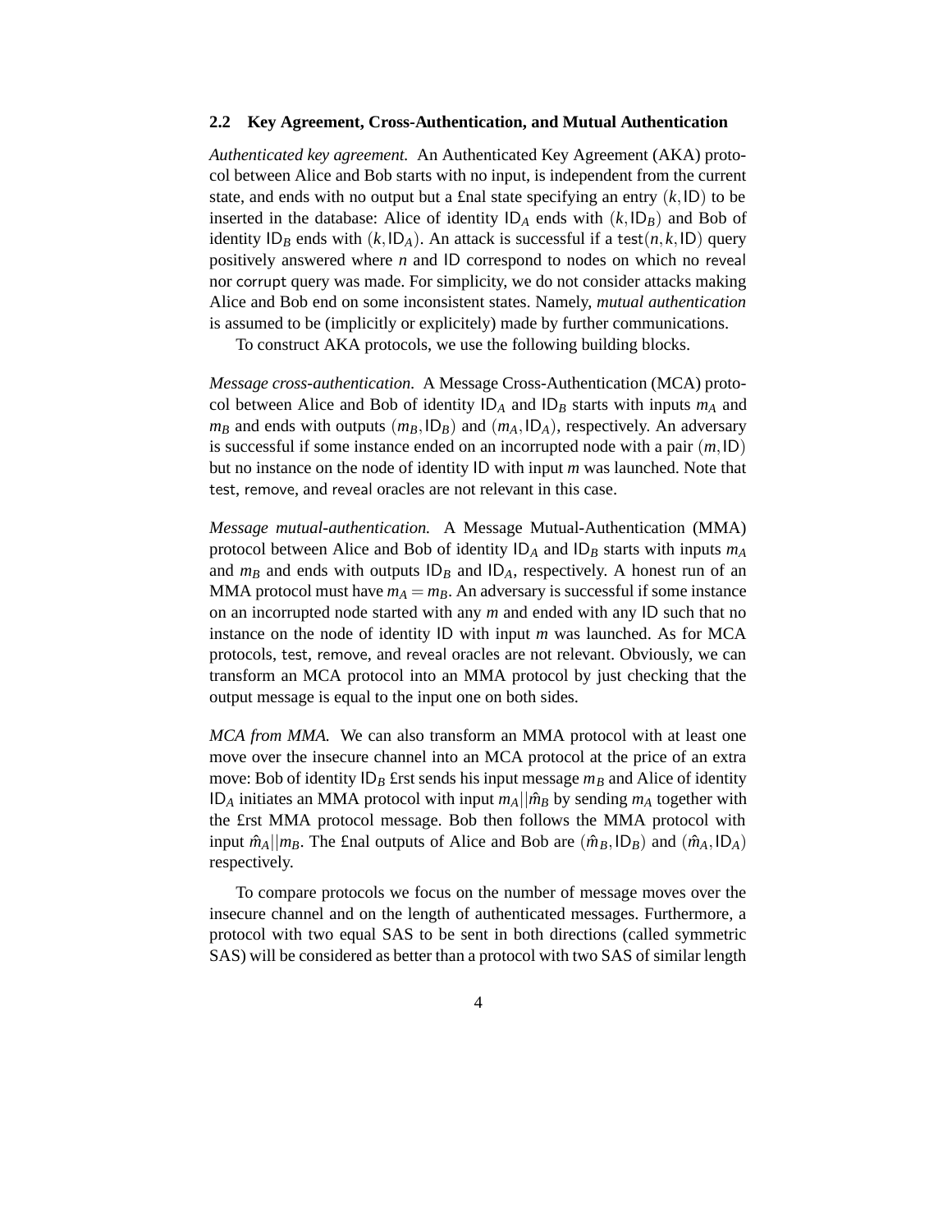## 2.2 Key Agreement, Cross-Authentication, and Mutual Authentication

*Authenticated key agreement.* An Authenticated Key Agreement (AKA) protocol between Alice and Bob starts with no input, is independent from the current state, and ends with no output but a £nal state specifying an entry $(k, \mathsf{ID})$ to be inserted in the database: Alice of identity $\mathsf{ID}_A$ ends with $(k, \mathsf{ID}_B)$ and Bob of identity $\mathsf{ID}_B$ ends with $(k, \mathsf{ID}_A)$. An attack is successful if a $\mathsf{test}(n, k, \mathsf{ID})$ query positively answered where $n$ and $\mathsf{ID}$ correspond to nodes on which no reveal nor corrupt query was made. For simplicity, we do not consider attacks making Alice and Bob end on some inconsistent states. Namely, *mutual authentication* is assumed to be (implicitly or explicitely) made by further communications.

To construct AKA protocols, we use the following building blocks.

*Message cross-authentication.* A Message Cross-Authentication (MCA) protocol between Alice and Bob of identity $\mathsf{ID}_A$ and $\mathsf{ID}_B$ starts with inputs $m_A$ and $m_B$ and ends with outputs $(m_B, \mathsf{ID}_B)$ and $(m_A, \mathsf{ID}_A)$, respectively. An adversary is successful if some instance ended on an incorrupted node with a pair $(m, \mathsf{ID})$ but no instance on the node of identity $\mathsf{ID}$ with input $m$ was launched. Note that test, remove, and reveal oracles are not relevant in this case.

*Message mutual-authentication.* A Message Mutual-Authentication (MMA) protocol between Alice and Bob of identity $\mathsf{ID}_A$ and $\mathsf{ID}_B$ starts with inputs $m_A$ and $m_B$ and ends with outputs $\mathsf{ID}_B$ and $\mathsf{ID}_A$, respectively. A honest run of an MMA protocol must have $m_A = m_B$. An adversary is successful if some instance on an incorrupted node started with any $m$ and ended with any $\mathsf{ID}$ such that no instance on the node of identity $\mathsf{ID}$ with input $m$ was launched. As for MCA protocols, test, remove, and reveal oracles are not relevant. Obviously, we can transform an MCA protocol into an MMA protocol by just checking that the output message is equal to the input one on both sides.

*MCA from MMA.* We can also transform an MMA protocol with at least one move over the insecure channel into an MCA protocol at the price of an extra move: Bob of identity $\mathsf{ID}_B$ £rst sends his input message $m_B$ and Alice of identity $\mathsf{ID}_A$ initiates an MMA protocol with input $m_A||\hat{m}_B$ by sending $m_A$ together with the £rst MMA protocol message. Bob then follows the MMA protocol with input $\hat{m}_A||m_B$. The £nal outputs of Alice and Bob are $(\hat{m}_B, \mathsf{ID}_B)$ and $(\hat{m}_A, \mathsf{ID}_A)$ respectively.

To compare protocols we focus on the number of message moves over the insecure channel and on the length of authenticated messages. Furthermore, a protocol with two equal SAS to be sent in both directions (called symmetric SAS) will be considered as better than a protocol with two SAS of similar length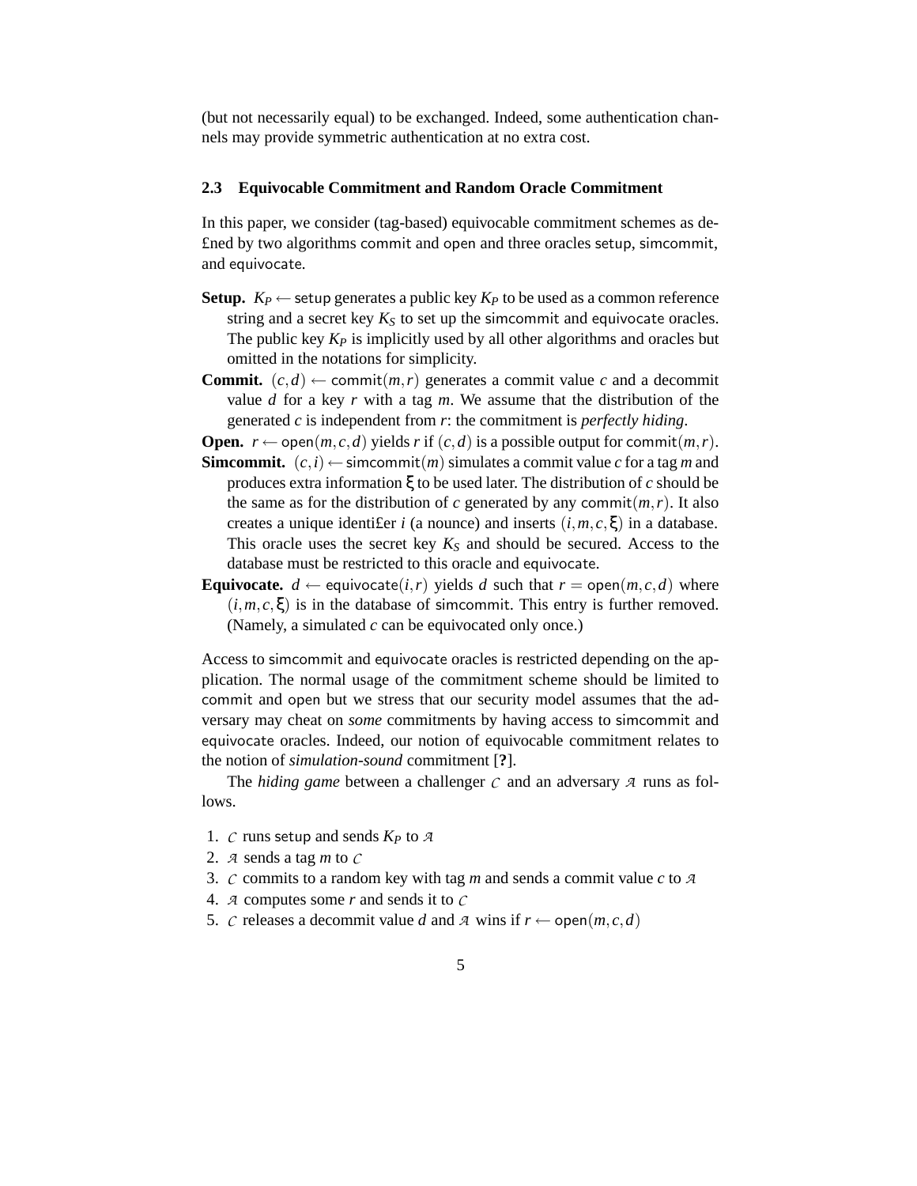(but not necessarily equal) to be exchanged. Indeed, some authentication channels may provide symmetric authentication at no extra cost.

### 2.3 Equivocable Commitment and Random Oracle Commitment

In this paper, we consider (tag-based) equivocable commitment schemes as de£ned by two algorithms commit and open and three oracles setup, simcommit, and equivocate.

**Setup.** $K_P \leftarrow \mathsf{setup}$ generates a public key $K_P$ to be used as a common reference string and a secret key $K_S$ to set up the simcommit and equivocate oracles. The public key $K_P$ is implicitly used by all other algorithms and oracles but omitted in the notations for simplicity.

**Commit.** $(c,d) \leftarrow \mathsf{commit}(m,r)$ generates a commit value $c$ and a decommit value $d$ for a key $r$ with a tag $m$. We assume that the distribution of the generated $c$ is independent from $r$: the commitment is *perfectly hiding*.

**Open.** $r \leftarrow \mathsf{open}(m,c,d)$ yields $r$ if $(c,d)$ is a possible output for $\mathsf{commit}(m,r)$.

**Simcommit.** $(c,i) \leftarrow \mathsf{simcommit}(m)$ simulates a commit value $c$ for a tag $m$ and produces extra information $\xi$ to be used later. The distribution of $c$ should be the same as for the distribution of $c$ generated by any $\mathsf{commit}(m,r)$. It also creates a unique identi£er $i$ (a nounce) and inserts $(i,m,c,\xi)$ in a database. This oracle uses the secret key $K_S$ and should be secured. Access to the database must be restricted to this oracle and equivocate.

**Equivocate.** $d \leftarrow \mathsf{equivocate}(i,r)$ yields $d$ such that $r = \mathsf{open}(m,c,d)$ where $(i,m,c,\xi)$ is in the database of simcommit. This entry is further removed. (Namely, a simulated $c$ can be equivocated only once.)

Access to simcommit and equivocate oracles is restricted depending on the application. The normal usage of the commitment scheme should be limited to commit and open but we stress that our security model assumes that the adversary may cheat on *some* commitments by having access to simcommit and equivocate oracles. Indeed, our notion of equivocable commitment relates to the notion of *simulation-sound* commitment [**?**].

The *hiding game* between a challenger $\mathcal{C}$ and an adversary $\mathcal{A}$ runs as follows.

1. $\mathcal{C}$ runs setup and sends $K_P$ to $\mathcal{A}$
2. $\mathcal{A}$ sends a tag $m$ to $\mathcal{C}$
3. $\mathcal{C}$ commits to a random key with tag $m$ and sends a commit value $c$ to $\mathcal{A}$
4. $\mathcal{A}$ computes some $r$ and sends it to $\mathcal{C}$
5. $\mathcal{C}$ releases a decommit value $d$ and $\mathcal{A}$ wins if $r \leftarrow \mathsf{open}(m,c,d)$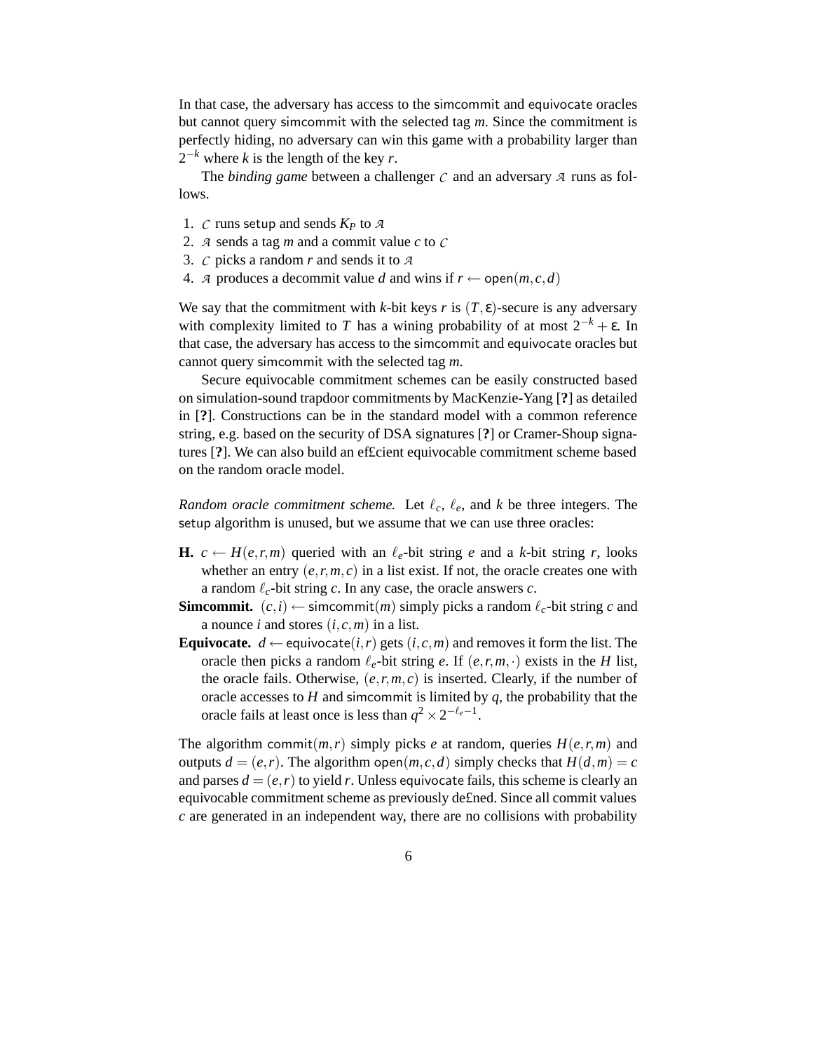In that case, the adversary has access to the simcommit and equivocate oracles but cannot query simcommit with the selected tag $m$. Since the commitment is perfectly hiding, no adversary can win this game with a probability larger than $2^{-k}$ where $k$ is the length of the key $r$.

The *binding game* between a challenger $\mathcal{C}$ and an adversary $\mathcal{A}$ runs as follows.

1. $\mathcal{C}$ runs setup and sends $K_P$ to $\mathcal{A}$
2. $\mathcal{A}$ sends a tag $m$ and a commit value $c$ to $\mathcal{C}$
3. $\mathcal{C}$ picks a random $r$ and sends it to $\mathcal{A}$
4. $\mathcal{A}$ produces a decommit value $d$ and wins if $r \leftarrow \mathsf{open}(m,c,d)$

We say that the commitment with $k$-bit keys $r$ is $(T,\varepsilon)$-secure is any adversary with complexity limited to $T$ has a wining probability of at most $2^{-k}+\varepsilon$. In that case, the adversary has access to the simcommit and equivocate oracles but cannot query simcommit with the selected tag $m$.

Secure equivocable commitment schemes can be easily constructed based on simulation-sound trapdoor commitments by MacKenzie-Yang [**?**] as detailed in [**?**]. Constructions can be in the standard model with a common reference string, e.g. based on the security of DSA signatures [**?**] or Cramer-Shoup signatures [**?**]. We can also build an ef£cient equivocable commitment scheme based on the random oracle model.

*Random oracle commitment scheme.* Let $\ell_c$, $\ell_e$, and $k$ be three integers. The setup algorithm is unused, but we assume that we can use three oracles:

**H.** $c \leftarrow H(e,r,m)$ queried with an $\ell_e$-bit string $e$ and a $k$-bit string $r$, looks whether an entry $(e,r,m,c)$ in a list exist. If not, the oracle creates one with a random $\ell_c$-bit string $c$. In any case, the oracle answers $c$.

**Simcommit.** $(c,i) \leftarrow \mathsf{simcommit}(m)$ simply picks a random $\ell_c$-bit string $c$ and a nounce $i$ and stores $(i,c,m)$ in a list.

**Equivocate.** $d \leftarrow \mathsf{equivocate}(i,r)$ gets $(i,c,m)$ and removes it form the list. The oracle then picks a random $\ell_e$-bit string $e$. If $(e,r,m,\cdot)$ exists in the $H$ list, the oracle fails. Otherwise, $(e,r,m,c)$ is inserted. Clearly, if the number of oracle accesses to $H$ and simcommit is limited by $q$, the probability that the oracle fails at least once is less than $q^2 \times 2^{-\ell_e-1}$.

The algorithm $\mathsf{commit}(m,r)$ simply picks $e$ at random, queries $H(e,r,m)$ and outputs $d=(e,r)$. The algorithm $\mathsf{open}(m,c,d)$ simply checks that $H(d,m)=c$ and parses $d=(e,r)$ to yield $r$. Unless equivocate fails, this scheme is clearly an equivocable commitment scheme as previously de£ned. Since all commit values $c$ are generated in an independent way, there are no collisions with probability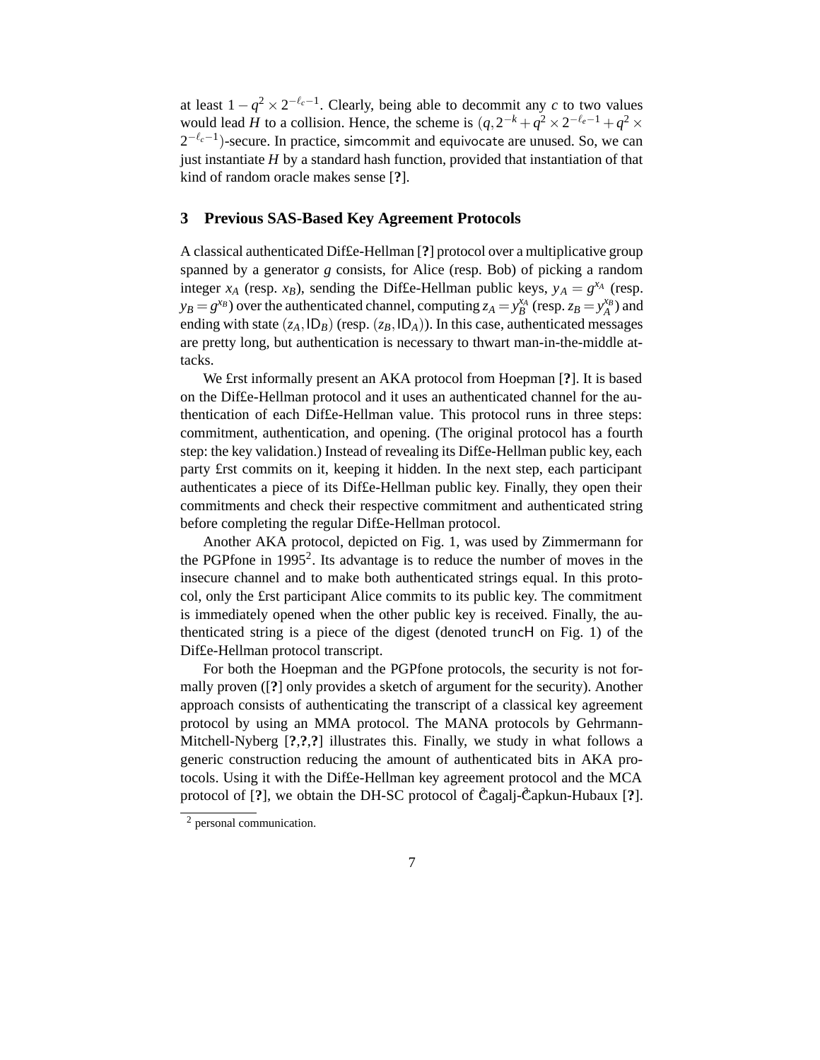at least $1 - q^2 \times 2^{-\ell_c - 1}$. Clearly, being able to decommit any $c$ to two values would lead $H$ to a collision. Hence, the scheme is $(q, 2^{-k} + q^2 \times 2^{-\ell_e - 1} + q^2 \times 2^{-\ell_c - 1})$-secure. In practice, simcommit and equivocate are unused. So, we can just instantiate $H$ by a standard hash function, provided that instantiation of that kind of random oracle makes sense [?].

## 3 Previous SAS-Based Key Agreement Protocols

A classical authenticated Diffie-Hellman [?] protocol over a multiplicative group spanned by a generator $g$ consists, for Alice (resp. Bob) of picking a random integer $x_A$ (resp. $x_B$), sending the Diffie-Hellman public keys, $y_A = g^{x_A}$ (resp. $y_B = g^{x_B}$) over the authenticated channel, computing $z_A = y_B^{x_A}$ (resp. $z_B = y_A^{x_B}$) and ending with state $(z_A, \mathsf{ID}_B)$ (resp. $(z_B, \mathsf{ID}_A)$). In this case, authenticated messages are pretty long, but authentication is necessary to thwart man-in-the-middle attacks.

We first informally present an AKA protocol from Hoepman [?]. It is based on the Diffie-Hellman protocol and it uses an authenticated channel for the authentication of each Diffie-Hellman value. This protocol runs in three steps: commitment, authentication, and opening. (The original protocol has a fourth step: the key validation.) Instead of revealing its Diffie-Hellman public key, each party first commits on it, keeping it hidden. In the next step, each participant authenticates a piece of its Diffie-Hellman public key. Finally, they open their commitments and check their respective commitment and authenticated string before completing the regular Diffie-Hellman protocol.

Another AKA protocol, depicted on Fig. 1, was used by Zimmermann for the PGPfone in 1995[2]. Its advantage is to reduce the number of moves in the insecure channel and to make both authenticated strings equal. In this protocol, only the first participant Alice commits to its public key. The commitment is immediately opened when the other public key is received. Finally, the authenticated string is a piece of the digest (denoted truncH on Fig. 1) of the Diffie-Hellman protocol transcript.

For both the Hoepman and the PGPfone protocols, the security is not formally proven ([?] only provides a sketch of argument for the security). Another approach consists of authenticating the transcript of a classical key agreement protocol by using an MMA protocol. The MANA protocols by Gehrmann-Mitchell-Nyberg [?,?,?] illustrates this. Finally, we study in what follows a generic construction reducing the amount of authenticated bits in AKA protocols. Using it with the Diffie-Hellman key agreement protocol and the MCA protocol of [?], we obtain the DH-SC protocol of Čagalj-Čapkun-Hubaux [?].

[2] personal communication.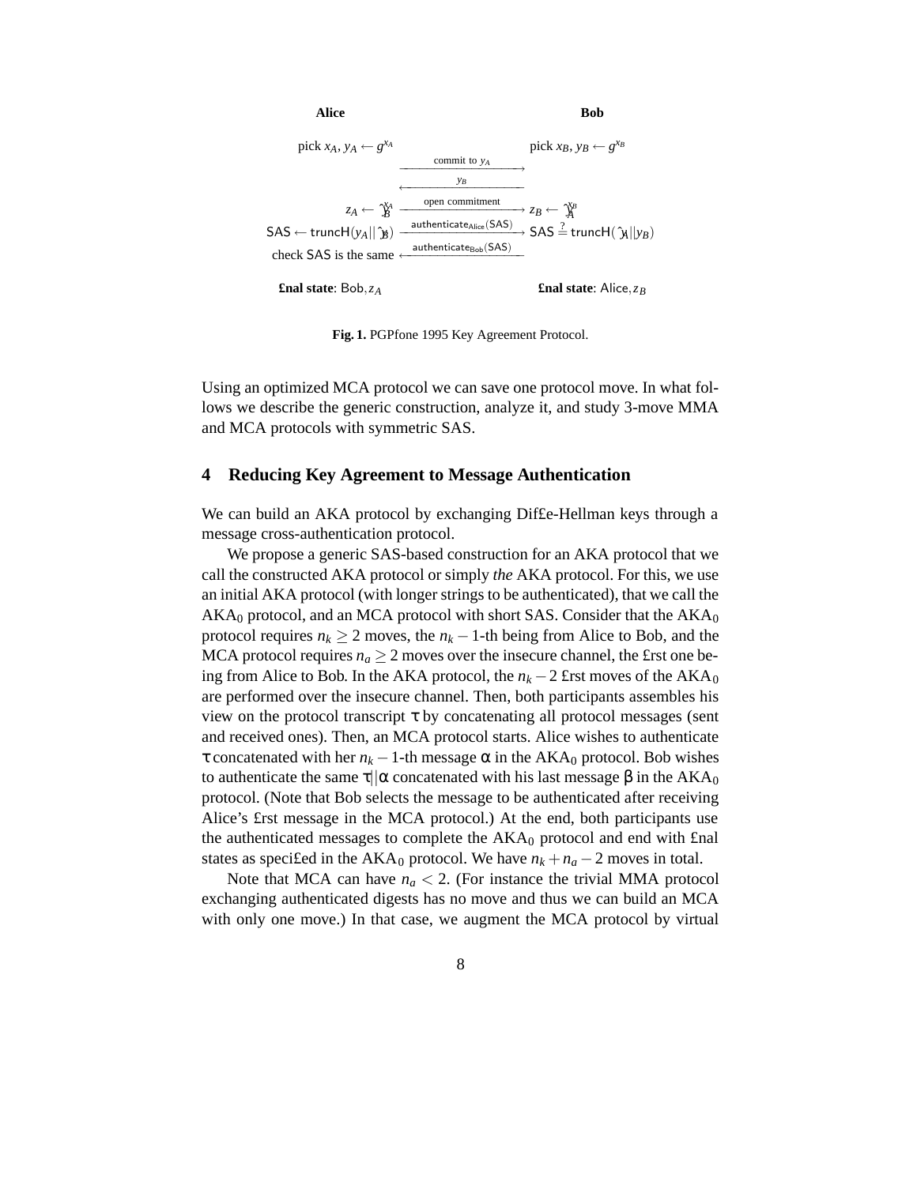**Alice** | | **Bob**

pick $x_A$, $y_A \leftarrow g^{x_A}$ $\xrightarrow{\text{commit to } y_A}$ pick $x_B$, $y_B \leftarrow g^{x_B}$

$\xleftarrow{y_B}$

$z_A \leftarrow \hat{y}_B^{x_A}$ $\xrightarrow{\text{open commitment}}$ $z_B \leftarrow \hat{y}_A^{x_B}$

$\mathsf{SAS} \leftarrow \mathsf{truncH}(y_A||\hat{y}_B)$ $\xrightarrow{\mathsf{authenticate}_{\mathsf{Alice}}(\mathsf{SAS})}$ $\mathsf{SAS} \stackrel{?}{=} \mathsf{truncH}(\hat{y}_A||y_B)$

check SAS is the same $\xleftarrow{\mathsf{authenticate}_{\mathsf{Bob}}(\mathsf{SAS})}$

**final state**: Bob, $z_A$ | | **final state**: Alice, $z_B$

**Fig. 1.** PGPfone 1995 Key Agreement Protocol.

Using an optimized MCA protocol we can save one protocol move. In what follows we describe the generic construction, analyze it, and study 3-move MMA and MCA protocols with symmetric SAS.

## 4 Reducing Key Agreement to Message Authentication

We can build an AKA protocol by exchanging Diffie-Hellman keys through a message cross-authentication protocol.

We propose a generic SAS-based construction for an AKA protocol that we call the constructed AKA protocol or simply *the* AKA protocol. For this, we use an initial AKA protocol (with longer strings to be authenticated), that we call the $\text{AKA}_0$ protocol, and an MCA protocol with short SAS. Consider that the $\text{AKA}_0$ protocol requires $n_k \geq 2$ moves, the $n_k - 1$-th being from Alice to Bob, and the MCA protocol requires $n_a \geq 2$ moves over the insecure channel, the first one being from Alice to Bob. In the AKA protocol, the $n_k - 2$ first moves of the $\text{AKA}_0$ are performed over the insecure channel. Then, both participants assembles his view on the protocol transcript $\tau$ by concatenating all protocol messages (sent and received ones). Then, an MCA protocol starts. Alice wishes to authenticate $\tau$ concatenated with her $n_k - 1$-th message $\alpha$ in the $\text{AKA}_0$ protocol. Bob wishes to authenticate the same $\tau||\alpha$ concatenated with his last message $\beta$ in the $\text{AKA}_0$ protocol. (Note that Bob selects the message to be authenticated after receiving Alice's first message in the MCA protocol.) At the end, both participants use the authenticated messages to complete the $\text{AKA}_0$ protocol and end with final states as specified in the $\text{AKA}_0$ protocol. We have $n_k + n_a - 2$ moves in total.

Note that MCA can have $n_a < 2$. (For instance the trivial MMA protocol exchanging authenticated digests has no move and thus we can build an MCA with only one move.) In that case, we augment the MCA protocol by virtual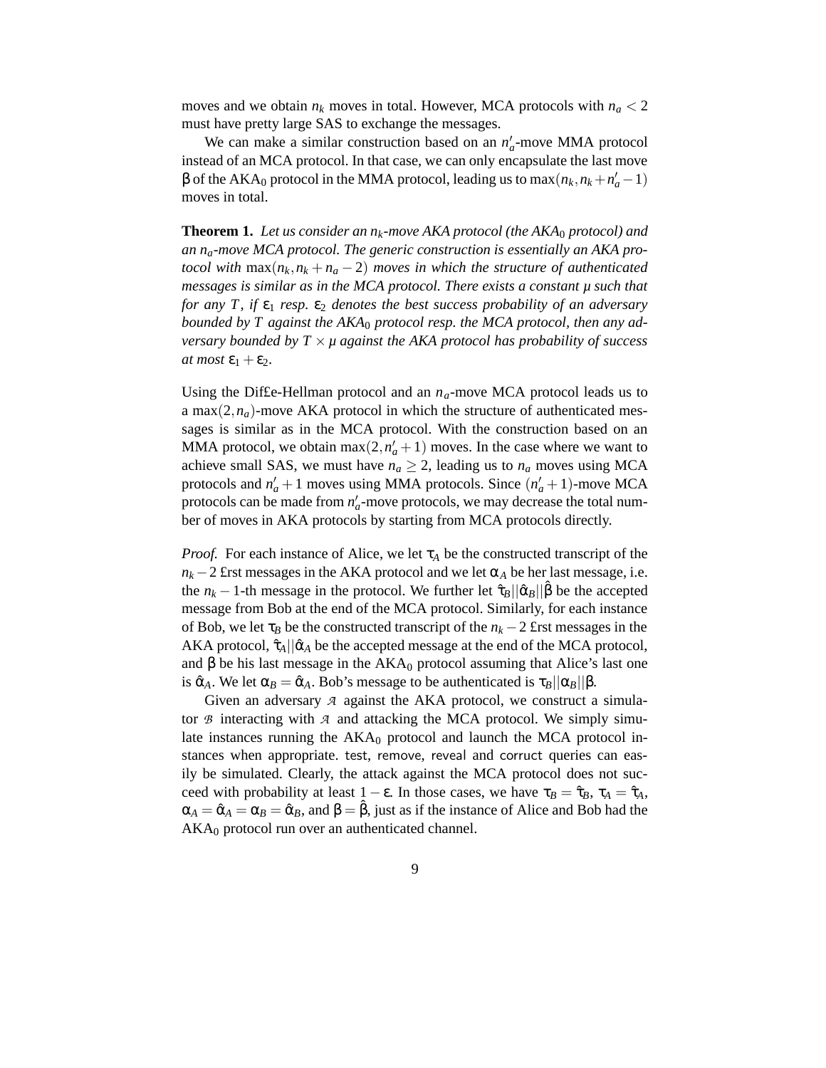moves and we obtain $n_k$ moves in total. However, MCA protocols with $n_a < 2$ must have pretty large SAS to exchange the messages.

We can make a similar construction based on an $n'_a$-move MMA protocol instead of an MCA protocol. In that case, we can only encapsulate the last move $\beta$ of the $\text{AKA}_0$ protocol in the MMA protocol, leading us to $\max(n_k, n_k + n'_a - 1)$ moves in total.

**Theorem 1.** *Let us consider an $n_k$-move AKA protocol (the $\text{AKA}_0$ protocol) and an $n_a$-move MCA protocol. The generic construction is essentially an AKA protocol with $\max(n_k, n_k + n_a - 2)$ moves in which the structure of authenticated messages is similar as in the MCA protocol. There exists a constant $\mu$ such that for any $T$, if $\varepsilon_1$ resp. $\varepsilon_2$ denotes the best success probability of an adversary bounded by $T$ against the $\text{AKA}_0$ protocol resp. the MCA protocol, then any adversary bounded by $T \times \mu$ against the AKA protocol has probability of success at most $\varepsilon_1 + \varepsilon_2$.*

Using the Diffie-Hellman protocol and an $n_a$-move MCA protocol leads us to a $\max(2, n_a)$-move AKA protocol in which the structure of authenticated messages is similar as in the MCA protocol. With the construction based on an MMA protocol, we obtain $\max(2, n'_a + 1)$ moves. In the case where we want to achieve small SAS, we must have $n_a \geq 2$, leading us to $n_a$ moves using MCA protocols and $n'_a + 1$ moves using MMA protocols. Since $(n'_a + 1)$-move MCA protocols can be made from $n'_a$-move protocols, we may decrease the total number of moves in AKA protocols by starting from MCA protocols directly.

*Proof.* For each instance of Alice, we let $\tau_A$ be the constructed transcript of the $n_k - 2$ first messages in the AKA protocol and we let $\alpha_A$ be her last message, i.e. the $n_k - 1$-th message in the protocol. We further let $\hat{\tau}_B || \hat{\alpha}_B || \hat{\beta}$ be the accepted message from Bob at the end of the MCA protocol. Similarly, for each instance of Bob, we let $\tau_B$ be the constructed transcript of the $n_k - 2$ first messages in the AKA protocol, $\hat{\tau}_A || \hat{\alpha}_A$ be the accepted message at the end of the MCA protocol, and $\beta$ be his last message in the $\text{AKA}_0$ protocol assuming that Alice's last one is $\hat{\alpha}_A$. We let $\alpha_B = \hat{\alpha}_A$. Bob's message to be authenticated is $\tau_B || \alpha_B || \beta$.

Given an adversary $\mathcal{A}$ against the AKA protocol, we construct a simulator $\mathcal{B}$ interacting with $\mathcal{A}$ and attacking the MCA protocol. We simply simulate instances running the $\text{AKA}_0$ protocol and launch the MCA protocol instances when appropriate. test, remove, reveal and corruct queries can easily be simulated. Clearly, the attack against the MCA protocol does not succeed with probability at least $1 - \varepsilon$. In those cases, we have $\tau_B = \hat{\tau}_B$, $\tau_A = \hat{\tau}_A$, $\alpha_A = \hat{\alpha}_A = \alpha_B = \hat{\alpha}_B$, and $\beta = \hat{\beta}$, just as if the instance of Alice and Bob had the $\text{AKA}_0$ protocol run over an authenticated channel.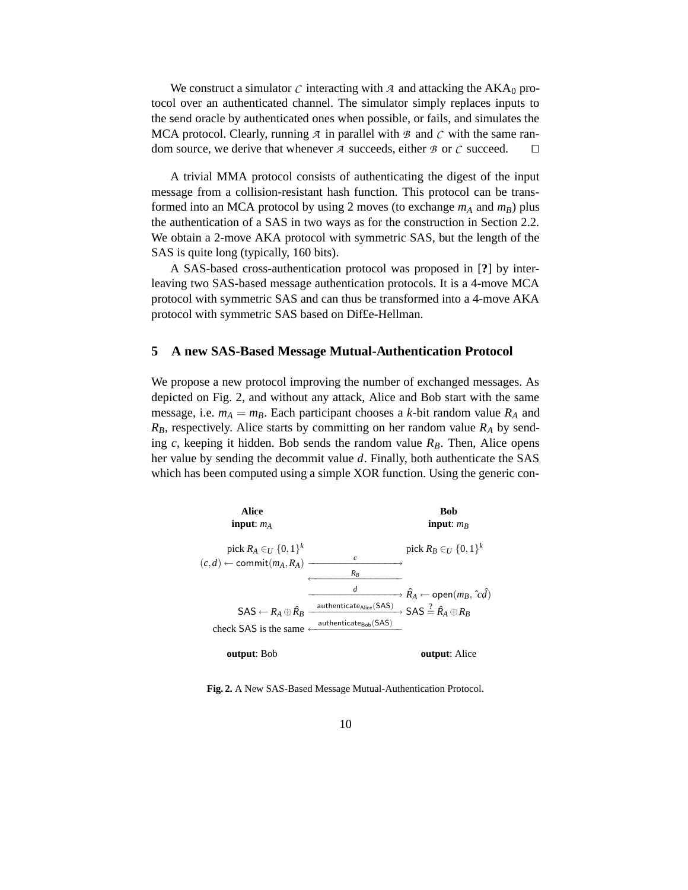We construct a simulator $\mathcal{C}$ interacting with $\mathcal{A}$ and attacking the $\mathrm{AKA}_0$ protocol over an authenticated channel. The simulator simply replaces inputs to the send oracle by authenticated ones when possible, or fails, and simulates the MCA protocol. Clearly, running $\mathcal{A}$ in parallel with $\mathcal{B}$ and $\mathcal{C}$ with the same random source, we derive that whenever $\mathcal{A}$ succeeds, either $\mathcal{B}$ or $\mathcal{C}$ succeed. □

A trivial MMA protocol consists of authenticating the digest of the input message from a collision-resistant hash function. This protocol can be transformed into an MCA protocol by using 2 moves (to exchange $m_A$ and $m_B$) plus the authentication of a SAS in two ways as for the construction in Section 2.2. We obtain a 2-move AKA protocol with symmetric SAS, but the length of the SAS is quite long (typically, 160 bits).

A SAS-based cross-authentication protocol was proposed in [**?**] by interleaving two SAS-based message authentication protocols. It is a 4-move MCA protocol with symmetric SAS and can thus be transformed into a 4-move AKA protocol with symmetric SAS based on Dif£e-Hellman.

## 5 A new SAS-Based Message Mutual-Authentication Protocol

We propose a new protocol improving the number of exchanged messages. As depicted on Fig. 2, and without any attack, Alice and Bob start with the same message, i.e. $m_A = m_B$. Each participant chooses a $k$-bit random value $R_A$ and $R_B$, respectively. Alice starts by committing on her random value $R_A$ by sending $c$, keeping it hidden. Bob sends the random value $R_B$. Then, Alice opens her value by sending the decommit value $d$. Finally, both authenticate the SAS which has been computed using a simple XOR function. Using the generic con-

| **Alice** | | **Bob** |
|---|---|---|
| **input**: $m_A$ | | **input**: $m_B$ |
| pick $R_A \in_U \{0,1\}^k$ | | pick $R_B \in_U \{0,1\}^k$ |
| $(c,d) \leftarrow \mathsf{commit}(m_A, R_A)$ | $\xrightarrow{\quad c \quad}$ | |
| | $\xleftarrow{\quad R_B \quad}$ | |
| | $\xrightarrow{\quad d \quad}$ | $\hat{R}_A \leftarrow \mathsf{open}(m_B, \hat{c}, \hat{d})$ |
| $\mathsf{SAS} \leftarrow R_A \oplus \hat{R}_B$ | $\xrightarrow{\mathsf{authenticate}_{\mathsf{Alice}}(\mathsf{SAS})}$ | $\mathsf{SAS} \stackrel{?}{=} \hat{R}_A \oplus R_B$ |
| check $\mathsf{SAS}$ is the same | $\xleftarrow{\mathsf{authenticate}_{\mathsf{Bob}}(\mathsf{SAS})}$ | |
| **output**: Bob | | **output**: Alice |

**Fig. 2.** A New SAS-Based Message Mutual-Authentication Protocol.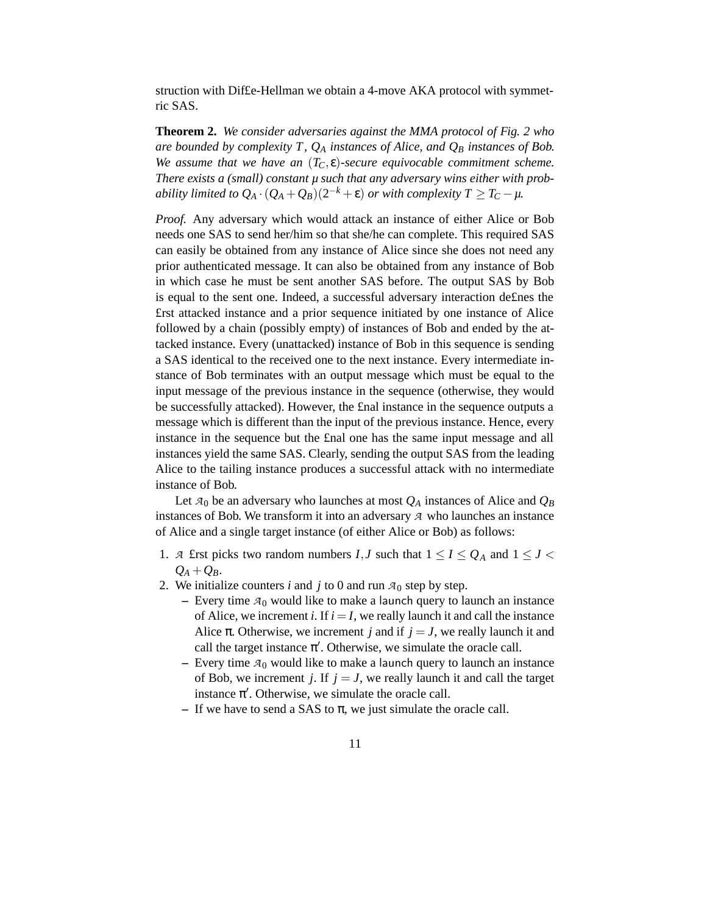struction with Diffie-Hellman we obtain a 4-move AKA protocol with symmetric SAS.

**Theorem 2.** *We consider adversaries against the MMA protocol of Fig. 2 who are bounded by complexity $T$, $Q_A$ instances of Alice, and $Q_B$ instances of Bob. We assume that we have an $(T_C, \varepsilon)$-secure equivocable commitment scheme. There exists a (small) constant $\mu$ such that any adversary wins either with probability limited to $Q_A \cdot (Q_A + Q_B)(2^{-k} + \varepsilon)$ or with complexity $T \geq T_C - \mu$.*

*Proof.* Any adversary which would attack an instance of either Alice or Bob needs one SAS to send her/him so that she/he can complete. This required SAS can easily be obtained from any instance of Alice since she does not need any prior authenticated message. It can also be obtained from any instance of Bob in which case he must be sent another SAS before. The output SAS by Bob is equal to the sent one. Indeed, a successful adversary interaction defines the first attacked instance and a prior sequence initiated by one instance of Alice followed by a chain (possibly empty) of instances of Bob and ended by the attacked instance. Every (unattacked) instance of Bob in this sequence is sending a SAS identical to the received one to the next instance. Every intermediate instance of Bob terminates with an output message which must be equal to the input message of the previous instance in the sequence (otherwise, they would be successfully attacked). However, the final instance in the sequence outputs a message which is different than the input of the previous instance. Hence, every instance in the sequence but the final one has the same input message and all instances yield the same SAS. Clearly, sending the output SAS from the leading Alice to the tailing instance produces a successful attack with no intermediate instance of Bob.

Let $\mathcal{A}_0$ be an adversary who launches at most $Q_A$ instances of Alice and $Q_B$ instances of Bob. We transform it into an adversary $\mathcal{A}$ who launches an instance of Alice and a single target instance (of either Alice or Bob) as follows:

1. $\mathcal{A}$ first picks two random numbers $I, J$ such that $1 \leq I \leq Q_A$ and $1 \leq J < Q_A + Q_B$.
2. We initialize counters $i$ and $j$ to 0 and run $\mathcal{A}_0$ step by step.
   - Every time $\mathcal{A}_0$ would like to make a launch query to launch an instance of Alice, we increment $i$. If $i = I$, we really launch it and call the instance Alice $\pi$. Otherwise, we increment $j$ and if $j = J$, we really launch it and call the target instance $\pi'$. Otherwise, we simulate the oracle call.
   - Every time $\mathcal{A}_0$ would like to make a launch query to launch an instance of Bob, we increment $j$. If $j = J$, we really launch it and call the target instance $\pi'$. Otherwise, we simulate the oracle call.
   - If we have to send a SAS to $\pi$, we just simulate the oracle call.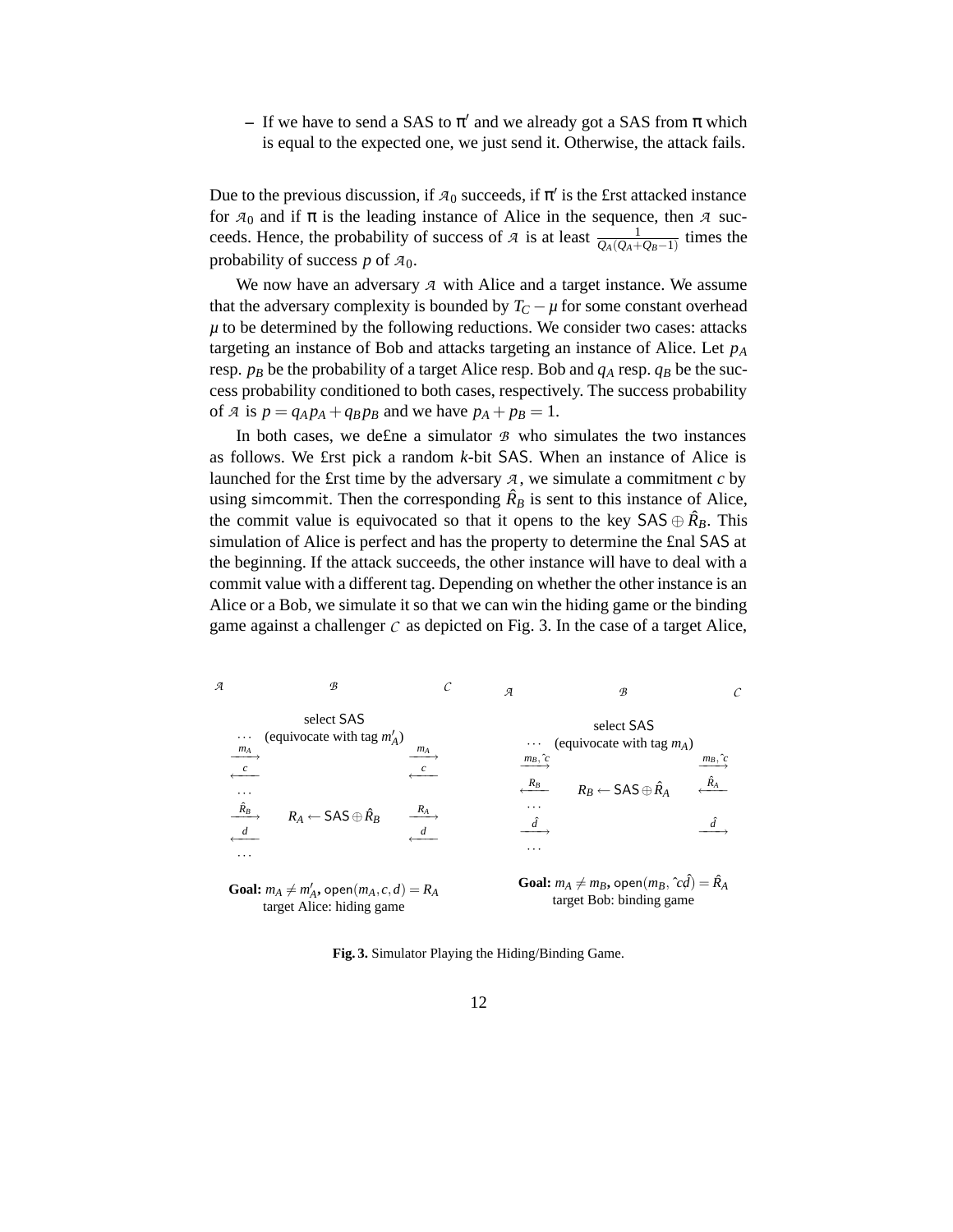– If we have to send a SAS to $\pi'$ and we already got a SAS from $\pi$ which is equal to the expected one, we just send it. Otherwise, the attack fails.

Due to the previous discussion, if $\mathcal{A}_0$ succeeds, if $\pi'$ is the first attacked instance for $\mathcal{A}_0$ and if $\pi$ is the leading instance of Alice in the sequence, then $\mathcal{A}$ succeeds. Hence, the probability of success of $\mathcal{A}$ is at least $\frac{1}{Q_A(Q_A+Q_B-1)}$ times the probability of success $p$ of $\mathcal{A}_0$.

We now have an adversary $\mathcal{A}$ with Alice and a target instance. We assume that the adversary complexity is bounded by $T_C - \mu$ for some constant overhead $\mu$ to be determined by the following reductions. We consider two cases: attacks targeting an instance of Bob and attacks targeting an instance of Alice. Let $p_A$ resp. $p_B$ be the probability of a target Alice resp. Bob and $q_A$ resp. $q_B$ be the success probability conditioned to both cases, respectively. The success probability of $\mathcal{A}$ is $p = q_A p_A + q_B p_B$ and we have $p_A + p_B = 1$.

In both cases, we define a simulator $\mathcal{B}$ who simulates the two instances as follows. We first pick a random $k$-bit SAS. When an instance of Alice is launched for the first time by the adversary $\mathcal{A}$, we simulate a commitment $c$ by using simcommit. Then the corresponding $\hat{R}_B$ is sent to this instance of Alice, the commit value is equivocated so that it opens to the key $\mathsf{SAS} \oplus \hat{R}_B$. This simulation of Alice is perfect and has the property to determine the final SAS at the beginning. If the attack succeeds, the other instance will have to deal with a commit value with a different tag. Depending on whether the other instance is an Alice or a Bob, we simulate it so that we can win the hiding game or the binding game against a challenger $\mathcal{C}$ as depicted on Fig. 3. In the case of a target Alice,

| $\mathcal{A}$ | $\mathcal{B}$ | $\mathcal{C}$ |
|---|---|---|
| ... | select SAS (equivocate with tag $m'_A$) | |
| $\xrightarrow{m_A}$ | | $\xrightarrow{m_A}$ |
| $\xleftarrow{c}$ | | $\xleftarrow{c}$ |
| ... | | |
| $\xrightarrow{\hat{R}_B}$ | $R_A \leftarrow \mathsf{SAS} \oplus \hat{R}_B$ | $\xrightarrow{R_A}$ |
| $\xleftarrow{d}$ | | $\xleftarrow{d}$ |
| ... | | |

**Goal:** $m_A \neq m'_A$, $\mathsf{open}(m_A, c, d) = R_A$
target Alice: hiding game

| $\mathcal{A}$ | $\mathcal{B}$ | $\mathcal{C}$ |
|---|---|---|
| ... | select SAS (equivocate with tag $m_A$) | |
| $\xrightarrow{m_B, \hat{c}}$ | | $\xrightarrow{m_B, \hat{c}}$ |
| $\xleftarrow{R_B}$ | $R_B \leftarrow \mathsf{SAS} \oplus \hat{R}_A$ | $\xleftarrow{\hat{R}_A}$ |
| ... | | |
| $\xrightarrow{\hat{d}}$ | | $\xrightarrow{\hat{d}}$ |
| ... | | |

**Goal:** $m_A \neq m_B$, $\mathsf{open}(m_B, \hat{c}, \hat{d}) = \hat{R}_A$
target Bob: binding game

**Fig. 3.** Simulator Playing the Hiding/Binding Game.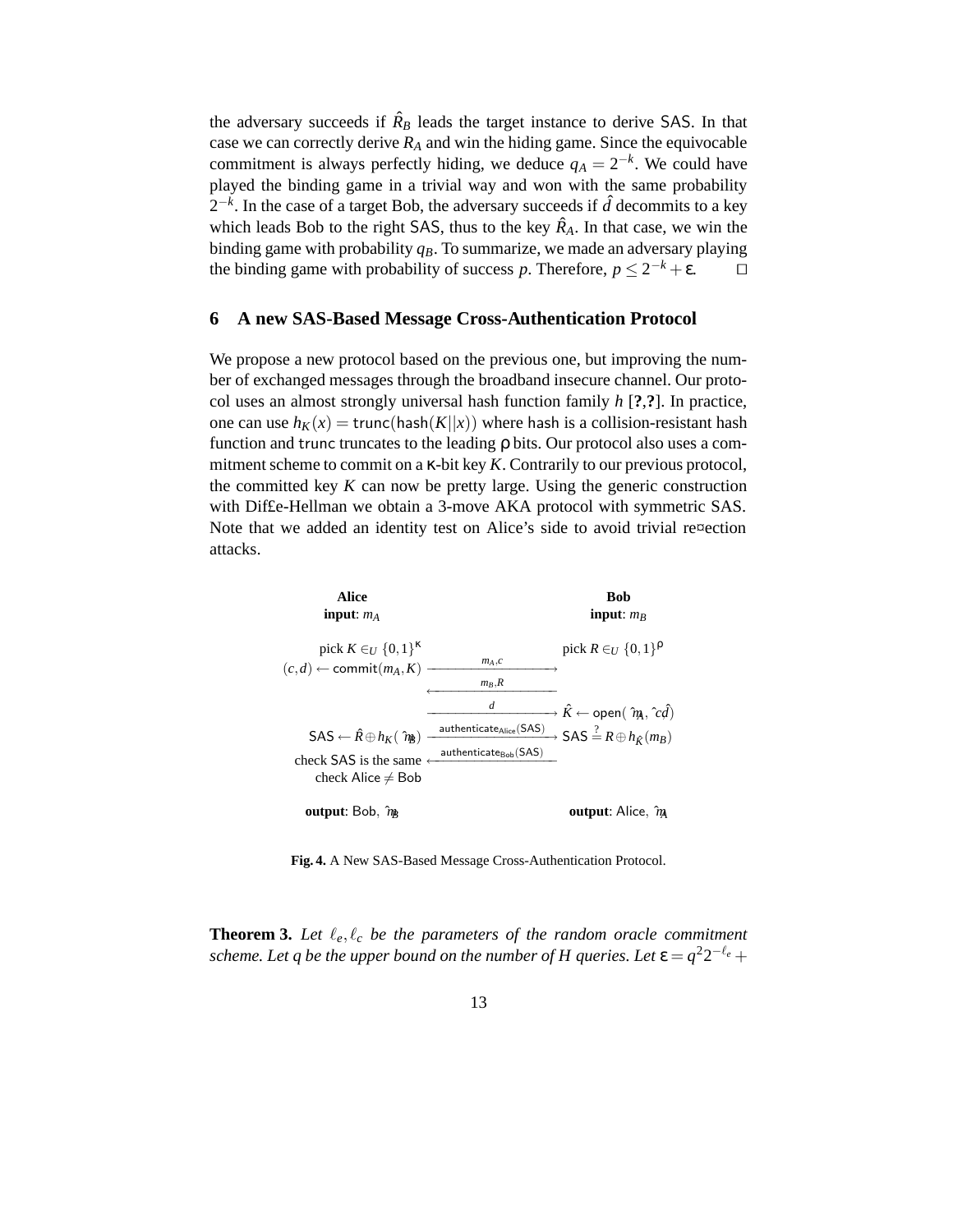the adversary succeeds if $\hat{R}_B$ leads the target instance to derive $\mathsf{SAS}$. In that case we can correctly derive $R_A$ and win the hiding game. Since the equivocable commitment is always perfectly hiding, we deduce $q_A = 2^{-k}$. We could have played the binding game in a trivial way and won with the same probability $2^{-k}$. In the case of a target Bob, the adversary succeeds if $\hat{d}$ decommits to a key which leads Bob to the right $\mathsf{SAS}$, thus to the key $\hat{R}_A$. In that case, we win the binding game with probability $q_B$. To summarize, we made an adversary playing the binding game with probability of success $p$. Therefore, $p \leq 2^{-k} + \varepsilon$. □

## 6 A new SAS-Based Message Cross-Authentication Protocol

We propose a new protocol based on the previous one, but improving the number of exchanged messages through the broadband insecure channel. Our protocol uses an almost strongly universal hash function family $h$ [?,?]. In practice, one can use $h_K(x) = \mathsf{trunc}(\mathsf{hash}(K||x))$ where $\mathsf{hash}$ is a collision-resistant hash function and $\mathsf{trunc}$ truncates to the leading $\rho$ bits. Our protocol also uses a commitment scheme to commit on a $\kappa$-bit key $K$. Contrarily to our previous protocol, the committed key $K$ can now be pretty large. Using the generic construction with Diffie-Hellman we obtain a 3-move AKA protocol with symmetric SAS. Note that we added an identity test on Alice's side to avoid trivial reflection attacks.

| **Alice** | | **Bob** |
|---|---|---|
| **input**: $m_A$ | | **input**: $m_B$ |
| pick $K \in_U \{0,1\}^\kappa$ | | pick $R \in_U \{0,1\}^\rho$ |
| $(c,d) \leftarrow \mathsf{commit}(m_A, K)$ | $\xrightarrow{m_A, c}$ | |
| | $\xleftarrow{m_B, R}$ | |
| | $\xrightarrow{d}$ | $\hat{K} \leftarrow \mathsf{open}(\hat{m}_A, \hat{c}, \hat{d})$ |
| $\mathsf{SAS} \leftarrow \hat{R} \oplus h_K(\hat{m}_B)$ | $\xrightarrow{\mathsf{authenticate_{Alice}(SAS)}}$ | $\mathsf{SAS} \stackrel{?}{=} R \oplus h_{\hat{K}}(m_B)$ |
| check $\mathsf{SAS}$ is the same | $\xleftarrow{\mathsf{authenticate_{Bob}(SAS)}}$ | |
| check Alice $\neq$ Bob | | |
| **output**: Bob, $\hat{m}_B$ | | **output**: Alice, $\hat{m}_A$ |

**Fig. 4.** A New SAS-Based Message Cross-Authentication Protocol.

**Theorem 3.** *Let $\ell_e, \ell_c$ be the parameters of the random oracle commitment scheme. Let $q$ be the upper bound on the number of $H$ queries. Let $\varepsilon = q^2 2^{-\ell_e} +$*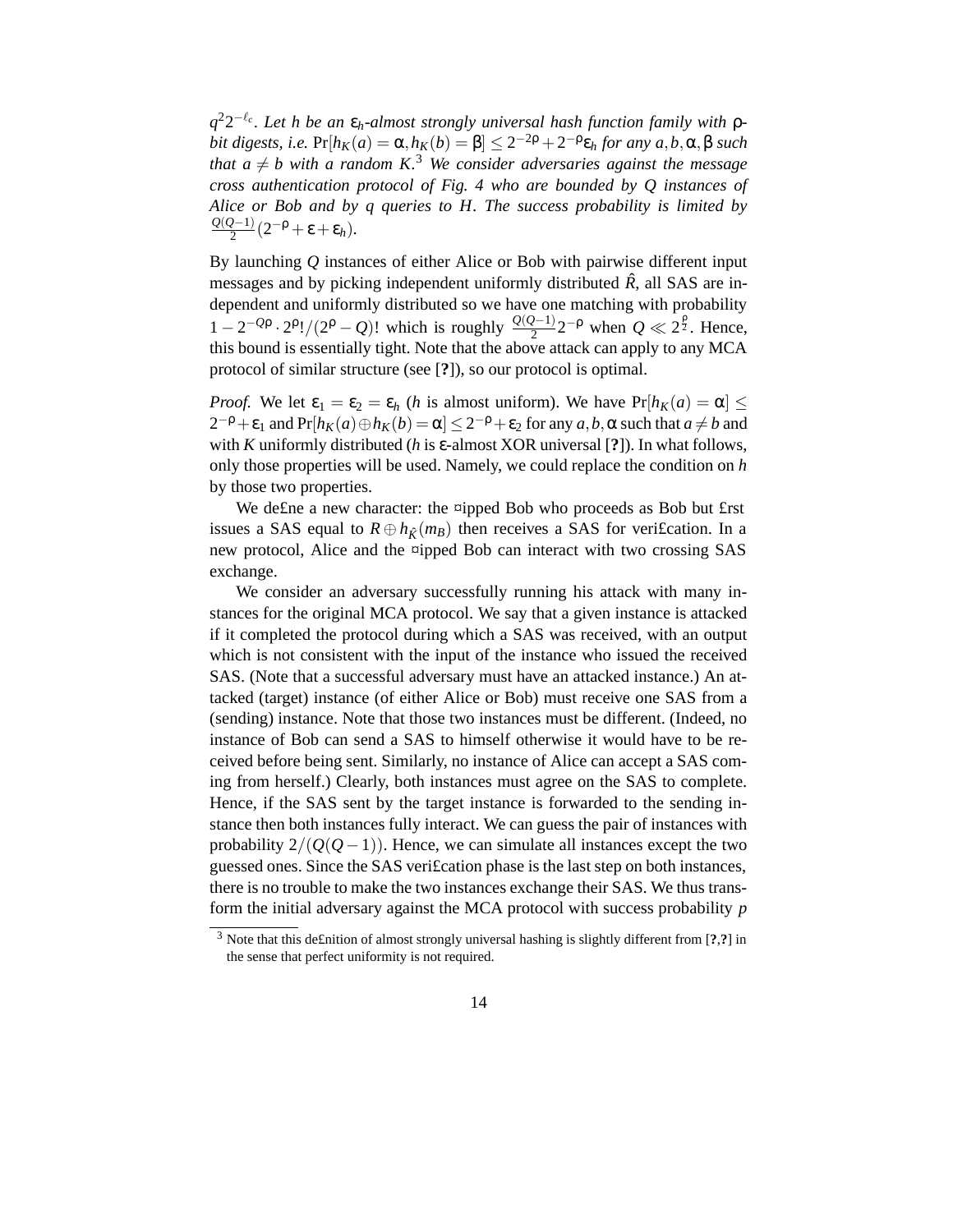*$q^2 2^{-\ell_c}$. Let $h$ be an $\varepsilon_h$-almost strongly universal hash function family with $\rho$-bit digests, i.e. $\Pr[h_K(a) = \alpha, h_K(b) = \beta] \leq 2^{-2\rho} + 2^{-\rho}\varepsilon_h$ for any $a, b, \alpha, \beta$ such that $a \neq b$ with a random $K$.*[3] *We consider adversaries against the message cross authentication protocol of Fig. 4 who are bounded by $Q$ instances of Alice or Bob and by $q$ queries to $H$. The success probability is limited by $\frac{Q(Q-1)}{2}(2^{-\rho} + \varepsilon + \varepsilon_h)$.*

By launching $Q$ instances of either Alice or Bob with pairwise different input messages and by picking independent uniformly distributed $\hat{R}$, all SAS are independent and uniformly distributed so we have one matching with probability $1 - 2^{-Q\rho} \cdot 2^{\rho}!/(2^{\rho} - Q)!$ which is roughly $\frac{Q(Q-1)}{2} 2^{-\rho}$ when $Q \ll 2^{\frac{\rho}{2}}$. Hence, this bound is essentially tight. Note that the above attack can apply to any MCA protocol of similar structure (see [?]), so our protocol is optimal.

*Proof.* We let $\varepsilon_1 = \varepsilon_2 = \varepsilon_h$ ($h$ is almost uniform). We have $\Pr[h_K(a) = \alpha] \leq 2^{-\rho} + \varepsilon_1$ and $\Pr[h_K(a) \oplus h_K(b) = \alpha] \leq 2^{-\rho} + \varepsilon_2$ for any $a, b, \alpha$ such that $a \neq b$ and with $K$ uniformly distributed ($h$ is $\varepsilon$-almost XOR universal [?]). In what follows, only those properties will be used. Namely, we could replace the condition on $h$ by those two properties.

We de£ne a new character: the ¤ipped Bob who proceeds as Bob but £rst issues a SAS equal to $R \oplus h_{\hat{K}}(m_B)$ then receives a SAS for veri£cation. In a new protocol, Alice and the ¤ipped Bob can interact with two crossing SAS exchange.

We consider an adversary successfully running his attack with many instances for the original MCA protocol. We say that a given instance is attacked if it completed the protocol during which a SAS was received, with an output which is not consistent with the input of the instance who issued the received SAS. (Note that a successful adversary must have an attacked instance.) An attacked (target) instance (of either Alice or Bob) must receive one SAS from a (sending) instance. Note that those two instances must be different. (Indeed, no instance of Bob can send a SAS to himself otherwise it would have to be received before being sent. Similarly, no instance of Alice can accept a SAS coming from herself.) Clearly, both instances must agree on the SAS to complete. Hence, if the SAS sent by the target instance is forwarded to the sending instance then both instances fully interact. We can guess the pair of instances with probability $2/(Q(Q-1))$. Hence, we can simulate all instances except the two guessed ones. Since the SAS veri£cation phase is the last step on both instances, there is no trouble to make the two instances exchange their SAS. We thus transform the initial adversary against the MCA protocol with success probability $p$

[3] Note that this de£nition of almost strongly universal hashing is slightly different from [?,?] in the sense that perfect uniformity is not required.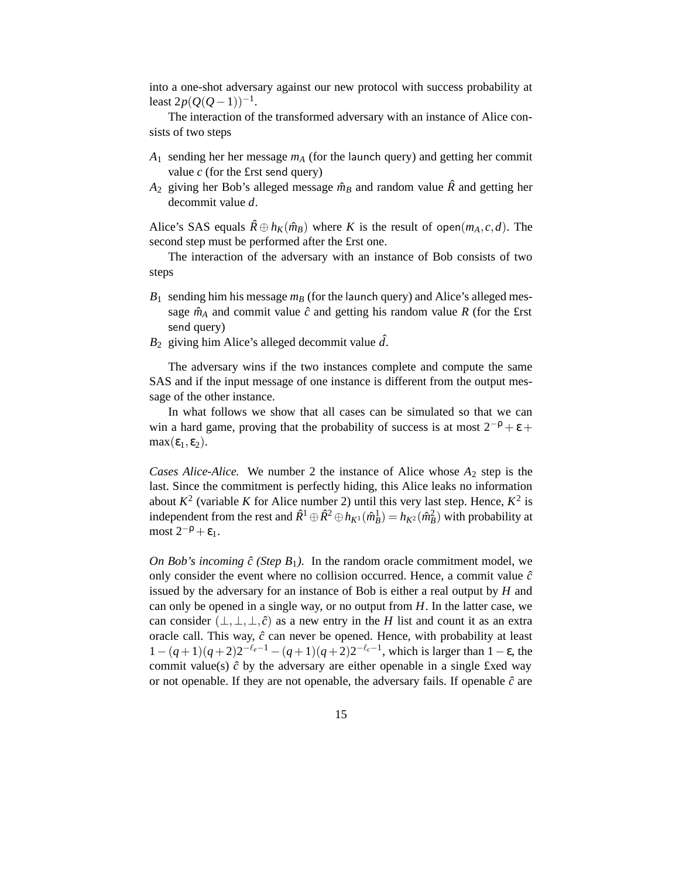into a one-shot adversary against our new protocol with success probability at least $2p(Q(Q-1))^{-1}$.

The interaction of the transformed adversary with an instance of Alice consists of two steps

- $A_1$ sending her her message $m_A$ (for the launch query) and getting her commit value $c$ (for the first send query)
- $A_2$ giving her Bob's alleged message $\hat{m}_B$ and random value $\hat{R}$ and getting her decommit value $d$.

Alice's SAS equals $\hat{R} \oplus h_K(\hat{m}_B)$ where $K$ is the result of $\mathsf{open}(m_A, c, d)$. The second step must be performed after the first one.

The interaction of the adversary with an instance of Bob consists of two steps

- $B_1$ sending him his message $m_B$ (for the launch query) and Alice's alleged message $\hat{m}_A$ and commit value $\hat{c}$ and getting his random value $R$ (for the first send query)
- $B_2$ giving him Alice's alleged decommit value $\hat{d}$.

The adversary wins if the two instances complete and compute the same SAS and if the input message of one instance is different from the output message of the other instance.

In what follows we show that all cases can be simulated so that we can win a hard game, proving that the probability of success is at most $2^{-\rho} + \varepsilon + \max(\varepsilon_1, \varepsilon_2)$.

*Cases Alice-Alice.* We number 2 the instance of Alice whose $A_2$ step is the last. Since the commitment is perfectly hiding, this Alice leaks no information about $K^2$ (variable $K$ for Alice number 2) until this very last step. Hence, $K^2$ is independent from the rest and $\hat{R}^1 \oplus \hat{R}^2 \oplus h_{K^1}(\hat{m}_B^1) = h_{K^2}(\hat{m}_B^2)$ with probability at most $2^{-\rho} + \varepsilon_1$.

*On Bob's incoming $\hat{c}$ (Step $B_1$).* In the random oracle commitment model, we only consider the event where no collision occurred. Hence, a commit value $\hat{c}$ issued by the adversary for an instance of Bob is either a real output by $H$ and can only be opened in a single way, or no output from $H$. In the latter case, we can consider $(\perp, \perp, \perp, \hat{c})$ as a new entry in the $H$ list and count it as an extra oracle call. This way, $\hat{c}$ can never be opened. Hence, with probability at least $1 - (q+1)(q+2)2^{-\ell_e - 1} - (q+1)(q+2)2^{-\ell_c - 1}$, which is larger than $1 - \varepsilon$, the commit value(s) $\hat{c}$ by the adversary are either openable in a single fixed way or not openable. If they are not openable, the adversary fails. If openable $\hat{c}$ are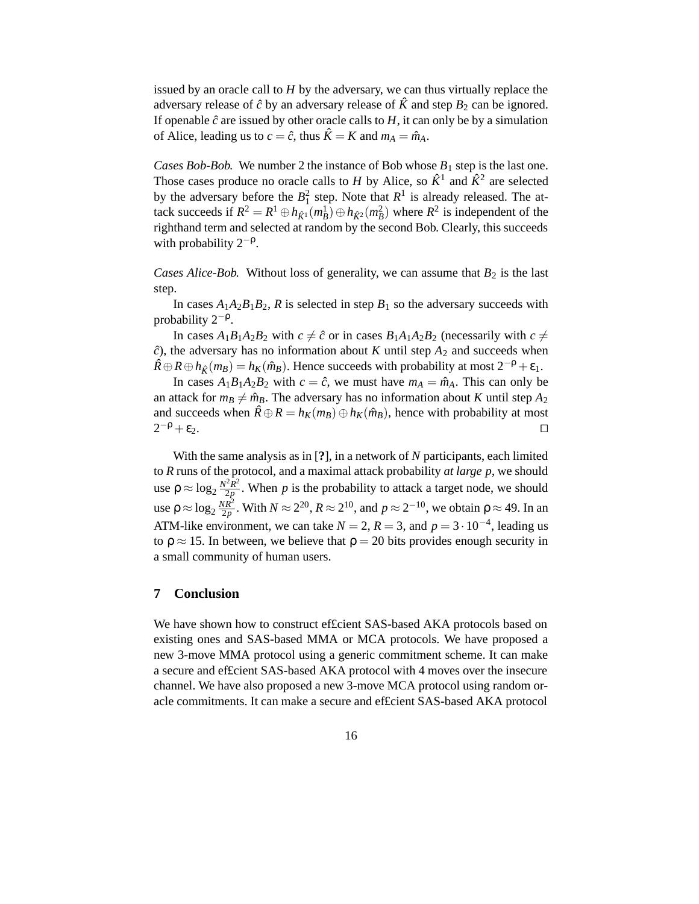issued by an oracle call to $H$ by the adversary, we can thus virtually replace the adversary release of $\hat{c}$ by an adversary release of $\hat{K}$ and step $B_2$ can be ignored. If openable $\hat{c}$ are issued by other oracle calls to $H$, it can only be by a simulation of Alice, leading us to $c = \hat{c}$, thus $\hat{K} = K$ and $m_A = \hat{m}_A$.

*Cases Bob-Bob.* We number 2 the instance of Bob whose $B_1$ step is the last one. Those cases produce no oracle calls to $H$ by Alice, so $\hat{K}^1$ and $\hat{K}^2$ are selected by the adversary before the $B_1^2$ step. Note that $R^1$ is already released. The attack succeeds if $R^2 = R^1 \oplus h_{\hat{K}^1}(m_B^1) \oplus h_{\hat{K}^2}(m_B^2)$ where $R^2$ is independent of the righthand term and selected at random by the second Bob. Clearly, this succeeds with probability $2^{-\rho}$.

*Cases Alice-Bob.* Without loss of generality, we can assume that $B_2$ is the last step.

In cases $A_1A_2B_1B_2$, $R$ is selected in step $B_1$ so the adversary succeeds with probability $2^{-\rho}$.

In cases $A_1B_1A_2B_2$ with $c \neq \hat{c}$ or in cases $B_1A_1A_2B_2$ (necessarily with $c \neq \hat{c}$), the adversary has no information about $K$ until step $A_2$ and succeeds when $\hat{R} \oplus R \oplus h_{\hat{K}}(m_B) = h_K(\hat{m}_B)$. Hence succeeds with probability at most $2^{-\rho} + \varepsilon_1$.

In cases $A_1B_1A_2B_2$ with $c = \hat{c}$, we must have $m_A = \hat{m}_A$. This can only be an attack for $m_B \neq \hat{m}_B$. The adversary has no information about $K$ until step $A_2$ and succeeds when $\hat{R} \oplus R = h_K(m_B) \oplus h_K(\hat{m}_B)$, hence with probability at most $2^{-\rho} + \varepsilon_2$. □

With the same analysis as in [**?**], in a network of $N$ participants, each limited to $R$ runs of the protocol, and a maximal attack probability *at large p*, we should use $\rho \approx \log_2 \frac{N^2R^2}{2p}$. When $p$ is the probability to attack a target node, we should use $\rho \approx \log_2 \frac{NR^2}{2p}$. With $N \approx 2^{20}$, $R \approx 2^{10}$, and $p \approx 2^{-10}$, we obtain $\rho \approx 49$. In an ATM-like environment, we can take $N = 2$, $R = 3$, and $p = 3 \cdot 10^{-4}$, leading us to $\rho \approx 15$. In between, we believe that $\rho = 20$ bits provides enough security in a small community of human users.

## 7 Conclusion

We have shown how to construct ef£cient SAS-based AKA protocols based on existing ones and SAS-based MMA or MCA protocols. We have proposed a new 3-move MMA protocol using a generic commitment scheme. It can make a secure and ef£cient SAS-based AKA protocol with 4 moves over the insecure channel. We have also proposed a new 3-move MCA protocol using random oracle commitments. It can make a secure and ef£cient SAS-based AKA protocol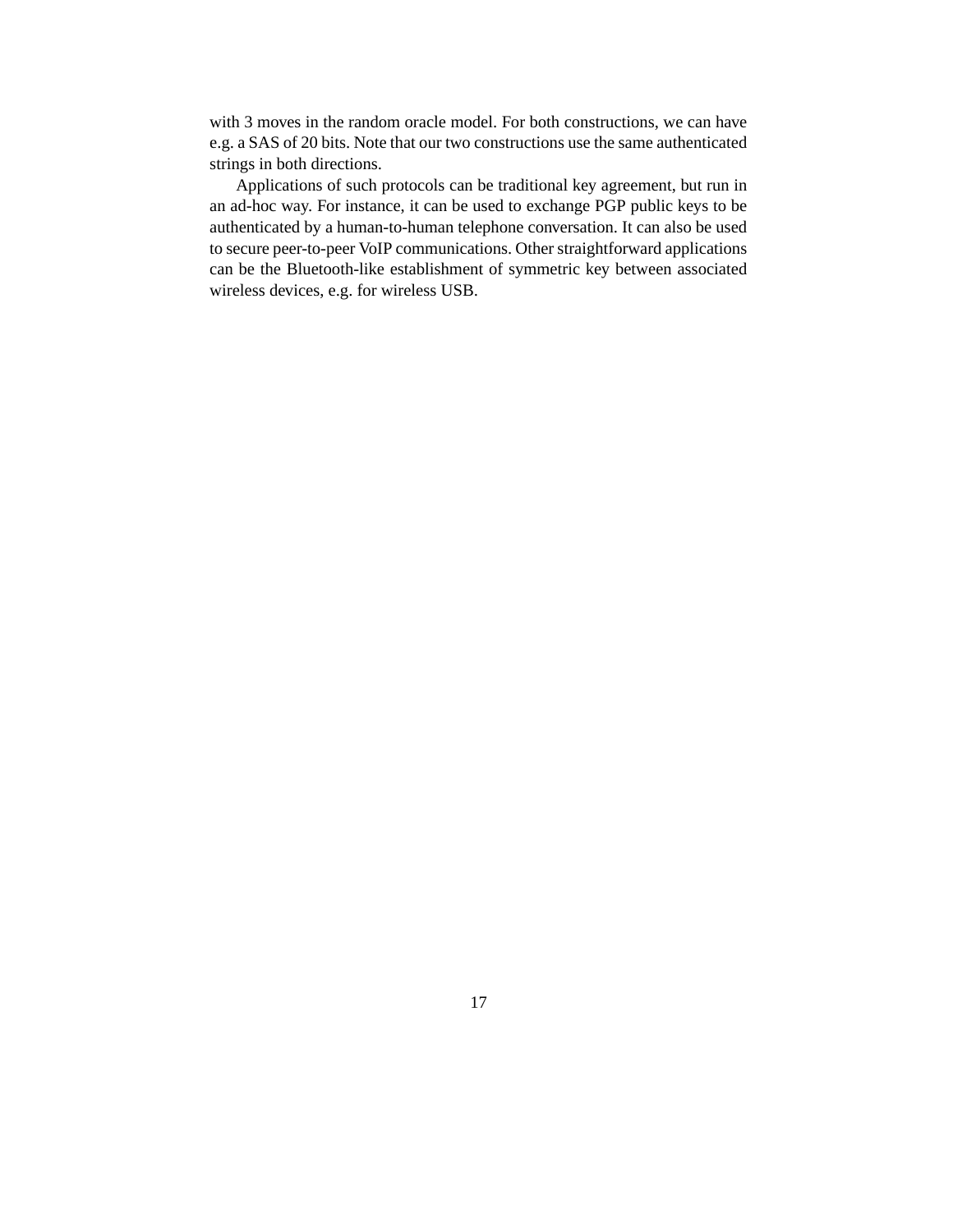with 3 moves in the random oracle model. For both constructions, we can have e.g. a SAS of 20 bits. Note that our two constructions use the same authenticated strings in both directions.

Applications of such protocols can be traditional key agreement, but run in an ad-hoc way. For instance, it can be used to exchange PGP public keys to be authenticated by a human-to-human telephone conversation. It can also be used to secure peer-to-peer VoIP communications. Other straightforward applications can be the Bluetooth-like establishment of symmetric key between associated wireless devices, e.g. for wireless USB.